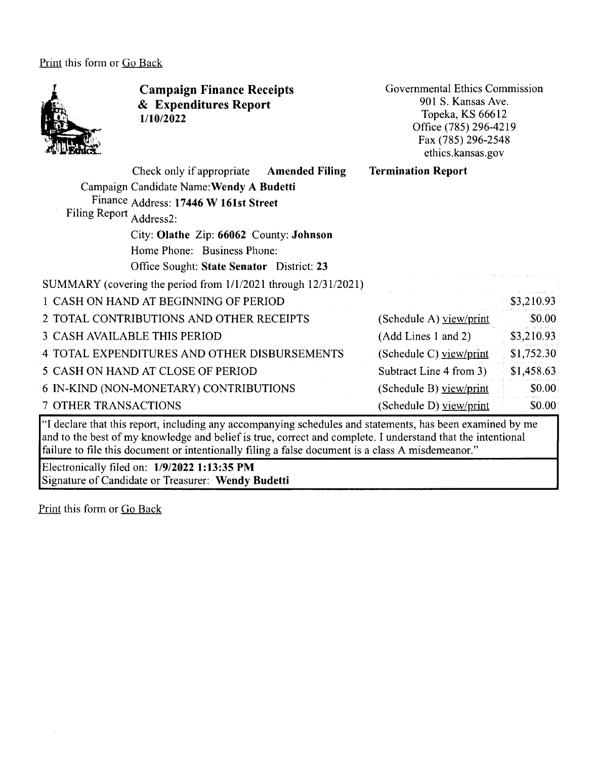Print this form or Go Back

# Campaign Finance Receipts & Expenditures Report
**1/10/2022**

Governmental Ethics Commission
901 S. Kansas Ave.
Topeka, KS 66612
Office (785) 296-4219
Fax (785) 296-2548
ethics.kansas.gov

Campaign Finance Filing Report

Check only if appropriate **Amended Filing** **Termination Report**

Candidate Name: **Wendy A Budetti**
Address: **17446 W 161st Street**
Address2:
City: **Olathe** Zip: **66062** County: **Johnson**
Home Phone: Business Phone:
Office Sought: **State Senator** District: **23**

SUMMARY (covering the period from 1/1/2021 through 12/31/2021)

| | | |
|---|---|---|
| 1 CASH ON HAND AT BEGINNING OF PERIOD | | $3,210.93 |
| 2 TOTAL CONTRIBUTIONS AND OTHER RECEIPTS | (Schedule A) view/print | $0.00 |
| 3 CASH AVAILABLE THIS PERIOD | (Add Lines 1 and 2) | $3,210.93 |
| 4 TOTAL EXPENDITURES AND OTHER DISBURSEMENTS | (Schedule C) view/print | $1,752.30 |
| 5 CASH ON HAND AT CLOSE OF PERIOD | Subtract Line 4 from 3) | $1,458.63 |
| 6 IN-KIND (NON-MONETARY) CONTRIBUTIONS | (Schedule B) view/print | $0.00 |
| 7 OTHER TRANSACTIONS | (Schedule D) view/print | $0.00 |

"I declare that this report, including any accompanying schedules and statements, has been examined by me and to the best of my knowledge and belief is true, correct and complete. I understand that the intentional failure to file this document or intentionally filing a false document is a class A misdemeanor."

Electronically filed on: **1/9/2022 1:13:35 PM**
Signature of Candidate or Treasurer: **Wendy Budetti**

Print this form or Go Back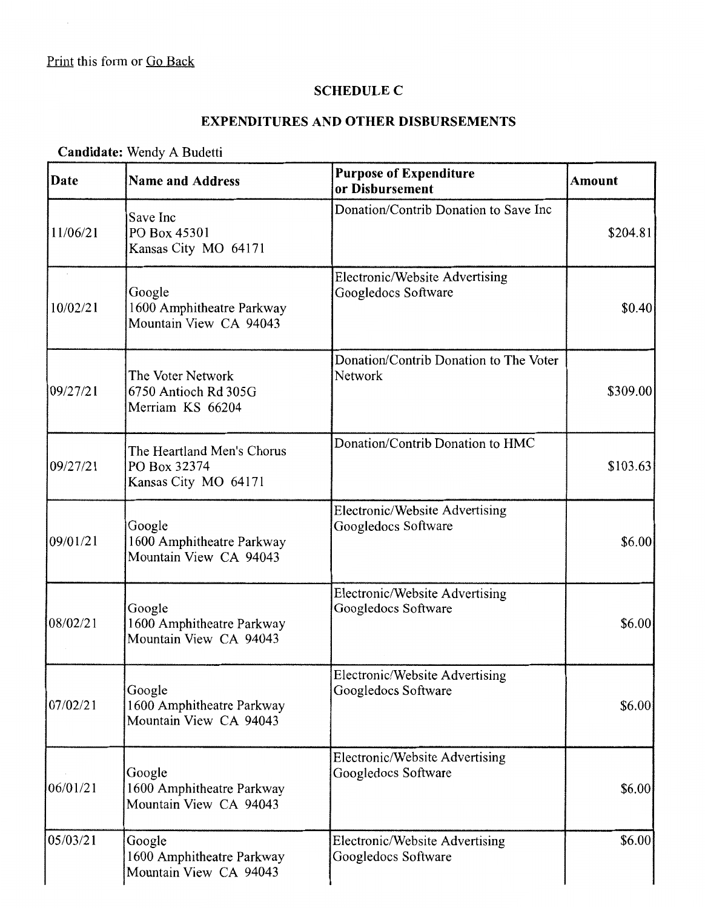Print this form or Go Back

## SCHEDULE C

## EXPENDITURES AND OTHER DISBURSEMENTS

**Candidate:** Wendy A Budetti

| Date | Name and Address | Purpose of Expenditure or Disbursement | Amount |
|---|---|---|---|
| 11/06/21 | Save Inc<br>PO Box 45301<br>Kansas City MO 64171 | Donation/Contrib Donation to Save Inc | $204.81 |
| 10/02/21 | Google<br>1600 Amphitheatre Parkway<br>Mountain View CA 94043 | Electronic/Website Advertising Googledocs Software | $0.40 |
| 09/27/21 | The Voter Network<br>6750 Antioch Rd 305G<br>Merriam KS 66204 | Donation/Contrib Donation to The Voter Network | $309.00 |
| 09/27/21 | The Heartland Men's Chorus<br>PO Box 32374<br>Kansas City MO 64171 | Donation/Contrib Donation to HMC | $103.63 |
| 09/01/21 | Google<br>1600 Amphitheatre Parkway<br>Mountain View CA 94043 | Electronic/Website Advertising Googledocs Software | $6.00 |
| 08/02/21 | Google<br>1600 Amphitheatre Parkway<br>Mountain View CA 94043 | Electronic/Website Advertising Googledocs Software | $6.00 |
| 07/02/21 | Google<br>1600 Amphitheatre Parkway<br>Mountain View CA 94043 | Electronic/Website Advertising Googledocs Software | $6.00 |
| 06/01/21 | Google<br>1600 Amphitheatre Parkway<br>Mountain View CA 94043 | Electronic/Website Advertising Googledocs Software | $6.00 |
| 05/03/21 | Google<br>1600 Amphitheatre Parkway<br>Mountain View CA 94043 | Electronic/Website Advertising Googledocs Software | $6.00 |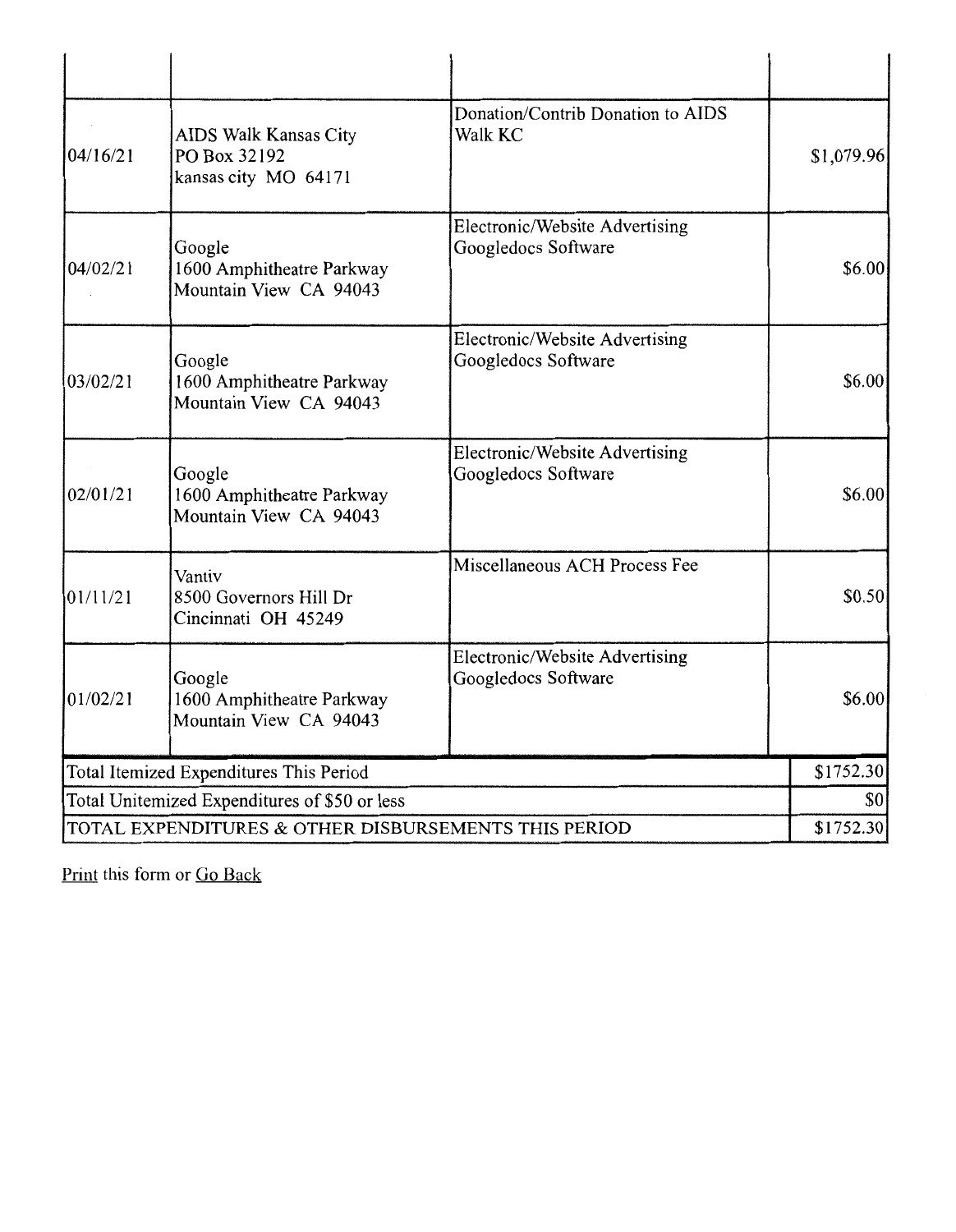| | | | |
|---|---|---|---|
| | | | |
| 04/16/21 | AIDS Walk Kansas City<br>PO Box 32192<br>kansas city MO 64171 | Donation/Contrib Donation to AIDS Walk KC | $1,079.96 |
| 04/02/21 | Google<br>1600 Amphitheatre Parkway<br>Mountain View CA 94043 | Electronic/Website Advertising Googledocs Software | $6.00 |
| 03/02/21 | Google<br>1600 Amphitheatre Parkway<br>Mountain View CA 94043 | Electronic/Website Advertising Googledocs Software | $6.00 |
| 02/01/21 | Google<br>1600 Amphitheatre Parkway<br>Mountain View CA 94043 | Electronic/Website Advertising Googledocs Software | $6.00 |
| 01/11/21 | Vantiv<br>8500 Governors Hill Dr<br>Cincinnati OH 45249 | Miscellaneous ACH Process Fee | $0.50 |
| 01/02/21 | Google<br>1600 Amphitheatre Parkway<br>Mountain View CA 94043 | Electronic/Website Advertising Googledocs Software | $6.00 |
| Total Itemized Expenditures This Period | | | $1752.30 |
| Total Unitemized Expenditures of $50 or less | | | $0 |
| TOTAL EXPENDITURES & OTHER DISBURSEMENTS THIS PERIOD | | | $1752.30 |

Print this form or Go Back